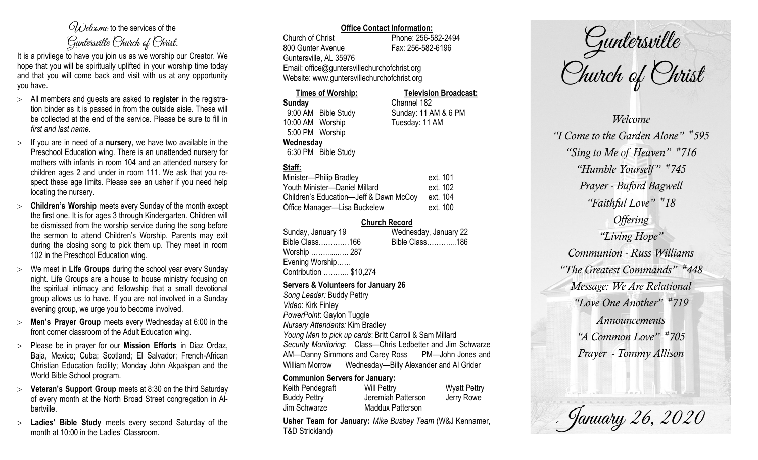*Welcome* to the services of the *Guntersville Church of Christ.*

It is a privilege to have you join us as we worship our Creator. We hope that you will be spiritually uplifted in your worship time today and that you will come back and visit with us at any opportunity you have.

- All members and guests are asked to **register** in the registration binder as it is passed in from the outside aisle. These will be collected at the end of the service. Please be sure to fill in *first and last name*.
- If you are in need of a **nursery**, we have two available in the Preschool Education wing. There is an unattended nursery for mothers with infants in room 104 and an attended nursery for children ages 2 and under in room 111. We ask that you respect these age limits. Please see an usher if you need help locating the nursery.
- **Children's Worship** meets every Sunday of the month except the first one. It is for ages 3 through Kindergarten. Children will be dismissed from the worship service during the song before the sermon to attend Children's Worship. Parents may exit during the closing song to pick them up. They meet in room 102 in the Preschool Education wing.
- We meet in **Life Groups** during the school year every Sunday night. Life Groups are a house to house ministry focusing on the spiritual intimacy and fellowship that a small devotional group allows us to have. If you are not involved in a Sunday evening group, we urge you to become involved.
- **Men's Prayer Group** meets every Wednesday at 6:00 in the front corner classroom of the Adult Education wing.
- Please be in prayer for our **Mission Efforts** in Diaz Ordaz, Baja, Mexico; Cuba; Scotland; El Salvador; French-African Christian Education facility; Monday John Akpakpan and the World Bible School program.
- **Veteran's Support Group** meets at 8:30 on the third Saturday of every month at the North Broad Street congregation in Albertville.
- **Ladies' Bible Study** meets every second Saturday of the month at 10:00 in the Ladies' Classroom.

**Office Contact Information:**

Church of Christ
800 Gunter Avenue
Guntersville, AL 35976
Phone: 256-582-2494
Fax: 256-582-6196
Email: office@guntersvillechurchofchrist.org
Website: www.guntersvillechurchofchrist.org

**Times of Worship:**

**Sunday**
9:00 AM Bible Study
10:00 AM Worship
5:00 PM Worship
**Wednesday**
6:30 PM Bible Study

**Television Broadcast:**

Channel 182
Sunday: 11 AM & 6 PM
Tuesday: 11 AM

**Staff:**

| | |
|---|---|
| Minister—Philip Bradley | ext. 101 |
| Youth Minister—Daniel Millard | ext. 102 |
| Children's Education—Jeff & Dawn McCoy | ext. 104 |
| Office Manager—Lisa Buckelew | ext. 100 |

**Church Record**

| Sunday, January 19 | Wednesday, January 22 |
|---|---|
| Bible Class…………166 | Bible Class………....186 |
| Worship …….......…. 287 | |
| Evening Worship…… | |
| Contribution ……….. $10,274 | |

**Servers & Volunteers for January 26**

*Song Leader:* Buddy Pettry
*Video*: Kirk Finley
*PowerPoint*: Gaylon Tuggle
*Nursery Attendants:* Kim Bradley
*Young Men to pick up cards*: Britt Carroll & Sam Millard
*Security Monitoring*: Class—Chris Ledbetter and Jim Schwarze AM—Danny Simmons and Carey Ross PM—John Jones and William Morrow Wednesday—Billy Alexander and Al Grider

**Communion Servers for January:**

| | | |
|---|---|---|
| Keith Pendegraft | Will Pettry | Wyatt Pettry |
| Buddy Pettry | Jeremiah Patterson | Jerry Rowe |
| Jim Schwarze | Maddux Patterson | |

**Usher Team for January:** *Mike Busbey Team* (W&J Kennamer, T&D Strickland)

# Guntersville Church of Christ

*Welcome*
*"I Come to the Garden Alone" #595*
*"Sing to Me of Heaven" #716*
*"Humble Yourself" #745*
*Prayer - Buford Bagwell*
*"Faithful Love" #18*
*Offering*
*"Living Hope"*
*Communion - Russ Williams*
*"The Greatest Commands" #448*
*Message: We Are Relational*
*"Love One Another" #719*
*Announcements*
*"A Common Love" #705*
*Prayer - Tommy Allison*

*January 26, 2020*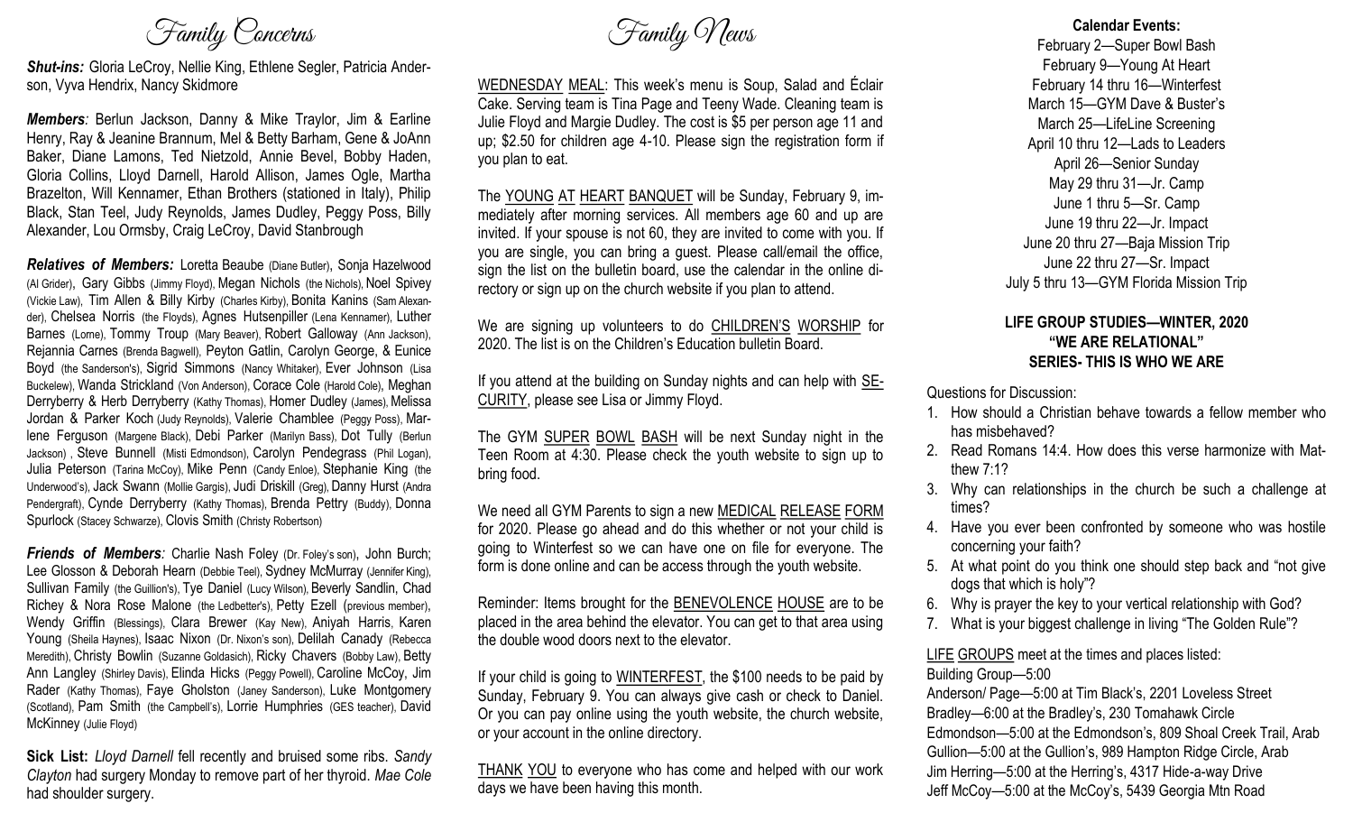# Family Concerns

***Shut-ins:*** Gloria LeCroy, Nellie King, Ethlene Segler, Patricia Anderson, Vyva Hendrix, Nancy Skidmore

***Members:*** Berlun Jackson, Danny & Mike Traylor, Jim & Earline Henry, Ray & Jeanine Brannum, Mel & Betty Barham, Gene & JoAnn Baker, Diane Lamons, Ted Nietzold, Annie Bevel, Bobby Haden, Gloria Collins, Lloyd Darnell, Harold Allison, James Ogle, Martha Brazelton, Will Kennamer, Ethan Brothers (stationed in Italy), Philip Black, Stan Teel, Judy Reynolds, James Dudley, Peggy Poss, Billy Alexander, Lou Ormsby, Craig LeCroy, David Stanbrough

***Relatives of Members:*** Loretta Beaube (Diane Butler), Sonja Hazelwood (Al Grider), Gary Gibbs (Jimmy Floyd), Megan Nichols (the Nichols), Noel Spivey (Vickie Law), Tim Allen & Billy Kirby (Charles Kirby), Bonita Kanins (Sam Alexander), Chelsea Norris (the Floyds), Agnes Hutsenpiller (Lena Kennamer), Luther Barnes (Lorne), Tommy Troup (Mary Beaver), Robert Galloway (Ann Jackson), Rejannia Carnes (Brenda Bagwell), Peyton Gatlin, Carolyn George, & Eunice Boyd (the Sanderson's), Sigrid Simmons (Nancy Whitaker), Ever Johnson (Lisa Buckelew), Wanda Strickland (Von Anderson), Corace Cole (Harold Cole), Meghan Derryberry & Herb Derryberry (Kathy Thomas), Homer Dudley (James), Melissa Jordan & Parker Koch (Judy Reynolds), Valerie Chamblee (Peggy Poss), Marlene Ferguson (Margene Black), Debi Parker (Marilyn Bass), Dot Tully (Berlun Jackson) , Steve Bunnell (Misti Edmondson), Carolyn Pendegrass (Phil Logan), Julia Peterson (Tarina McCoy), Mike Penn (Candy Enloe), Stephanie King (the Underwood's), Jack Swann (Mollie Gargis), Judi Driskill (Greg), Danny Hurst (Andra Pendergraft), Cynde Derryberry (Kathy Thomas), Brenda Pettry (Buddy), Donna Spurlock (Stacey Schwarze), Clovis Smith (Christy Robertson)

***Friends of Members:*** Charlie Nash Foley (Dr. Foley's son), John Burch; Lee Glosson & Deborah Hearn (Debbie Teel), Sydney McMurray (Jennifer King), Sullivan Family (the Guillion's), Tye Daniel (Lucy Wilson), Beverly Sandlin, Chad Richey & Nora Rose Malone (the Ledbetter's), Petty Ezell (previous member), Wendy Griffin (Blessings), Clara Brewer (Kay New), Aniyah Harris, Karen Young (Sheila Haynes), Isaac Nixon (Dr. Nixon's son), Delilah Canady (Rebecca Meredith), Christy Bowlin (Suzanne Goldasich), Ricky Chavers (Bobby Law), Betty Ann Langley (Shirley Davis), Elinda Hicks (Peggy Powell), Caroline McCoy, Jim Rader (Kathy Thomas), Faye Gholston (Janey Sanderson), Luke Montgomery (Scotland), Pam Smith (the Campbell's), Lorrie Humphries (GES teacher), David McKinney (Julie Floyd)

**Sick List:** *Lloyd Darnell* fell recently and bruised some ribs. *Sandy Clayton* had surgery Monday to remove part of her thyroid. *Mae Cole* had shoulder surgery.

# Family News

WEDNESDAY MEAL: This week's menu is Soup, Salad and Éclair Cake. Serving team is Tina Page and Teeny Wade. Cleaning team is Julie Floyd and Margie Dudley. The cost is $5 per person age 11 and up; $2.50 for children age 4-10. Please sign the registration form if you plan to eat.

The YOUNG AT HEART BANQUET will be Sunday, February 9, immediately after morning services. All members age 60 and up are invited. If your spouse is not 60, they are invited to come with you. If you are single, you can bring a guest. Please call/email the office, sign the list on the bulletin board, use the calendar in the online directory or sign up on the church website if you plan to attend.

We are signing up volunteers to do CHILDREN'S WORSHIP for 2020. The list is on the Children's Education bulletin Board.

If you attend at the building on Sunday nights and can help with SECURITY, please see Lisa or Jimmy Floyd.

The GYM SUPER BOWL BASH will be next Sunday night in the Teen Room at 4:30. Please check the youth website to sign up to bring food.

We need all GYM Parents to sign a new MEDICAL RELEASE FORM for 2020. Please go ahead and do this whether or not your child is going to Winterfest so we can have one on file for everyone. The form is done online and can be access through the youth website.

Reminder: Items brought for the BENEVOLENCE HOUSE are to be placed in the area behind the elevator. You can get to that area using the double wood doors next to the elevator.

If your child is going to WINTERFEST, the $100 needs to be paid by Sunday, February 9. You can always give cash or check to Daniel. Or you can pay online using the youth website, the church website, or your account in the online directory.

THANK YOU to everyone who has come and helped with our work days we have been having this month.

**Calendar Events:**

February 2—Super Bowl Bash
February 9—Young At Heart
February 14 thru 16—Winterfest
March 15—GYM Dave & Buster's
March 25—LifeLine Screening
April 10 thru 12—Lads to Leaders
April 26—Senior Sunday
May 29 thru 31—Jr. Camp
June 1 thru 5—Sr. Camp
June 19 thru 22—Jr. Impact
June 20 thru 27—Baja Mission Trip
June 22 thru 27—Sr. Impact
July 5 thru 13—GYM Florida Mission Trip

**LIFE GROUP STUDIES—WINTER, 2020**
**"WE ARE RELATIONAL"**
**SERIES- THIS IS WHO WE ARE**

Questions for Discussion:

1. How should a Christian behave towards a fellow member who has misbehaved?
2. Read Romans 14:4. How does this verse harmonize with Matthew 7:1?
3. Why can relationships in the church be such a challenge at times?
4. Have you ever been confronted by someone who was hostile concerning your faith?
5. At what point do you think one should step back and "not give dogs that which is holy"?
6. Why is prayer the key to your vertical relationship with God?
7. What is your biggest challenge in living "The Golden Rule"?

LIFE GROUPS meet at the times and places listed:
Building Group—5:00
Anderson/ Page—5:00 at Tim Black's, 2201 Loveless Street
Bradley—6:00 at the Bradley's, 230 Tomahawk Circle
Edmondson—5:00 at the Edmondson's, 809 Shoal Creek Trail, Arab
Gullion—5:00 at the Gullion's, 989 Hampton Ridge Circle, Arab
Jim Herring—5:00 at the Herring's, 4317 Hide-a-way Drive
Jeff McCoy—5:00 at the McCoy's, 5439 Georgia Mtn Road